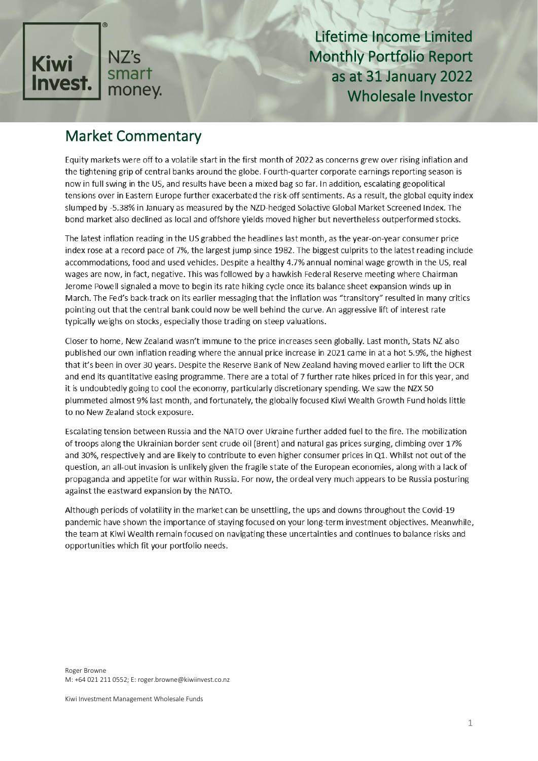# Lifetime Income Limited Monthly Portfolio Report as at 31 January 2022 Wholesale Investor

## Market Commentary

Equity markets were off to a volatile start in the first month of 2022 as concerns grew over rising inflation and the tightening grip of central banks around the globe. Fourth-quarter corporate earnings reporting season is now in full swing in the US, and results have been a mixed bag so far. In addition, escalating geopolitical tensions over in Eastern Europe further exacerbated the risk-off sentiments. As a result, the global equity index slumped by -5.38% in January as measured by the NZD-hedged Solactive Global Market Screened Index. The bond market also declined as local and offshore yields moved higher but nevertheless outperformed stocks.

The latest inflation reading in the US grabbed the headlines last month, as the year-on-year consumer price index rose at a record pace of 7%, the largest jump since 1982. The biggest culprits to the latest reading include accommodations, food and used vehicles. Despite a healthy 4.7% annual nominal wage growth in the US, real wages are now, in fact, negative. This was followed by a hawkish Federal Reserve meeting where Chairman Jerome Powell signaled a move to begin its rate hiking cycle once its balance sheet expansion winds up in March. The Fed's back-track on its earlier messaging that the inflation was "transitory" resulted in many critics pointing out that the central bank could now be well behind the curve. An aggressive lift of interest rate typically weighs on stocks, especially those trading on steep valuations.

Closer to home, New Zealand wasn't immune to the price increases seen globally. Last month, Stats NZ also published our own inflation reading where the annual price increase in 2021 came in at a hot 5.9%, the highest that it's been in over 30 years. Despite the Reserve Bank of New Zealand having moved earlier to lift the OCR and end its quantitative easing programme. There are a total of 7 further rate hikes priced in for this year, and it is undoubtedly going to cool the economy, particularly discretionary spending. We saw the NZX 50 plummeted almost 9% last month, and fortunately, the globally focused Kiwi Wealth Growth Fund holds little to no New Zealand stock exposure.

Escalating tension between Russia and the NATO over Ukraine further added fuel to the fire. The mobilization of troops along the Ukrainian border sent crude oil (Brent) and natural gas prices surging, climbing over 17% and 30%, respectively and are likely to contribute to even higher consumer prices in Q1. Whilst not out of the question, an all-out invasion is unlikely given the fragile state of the European economies, along with a lack of propaganda and appetite for war within Russia. For now, the ordeal very much appears to be Russia posturing against the eastward expansion by the NATO.

Although periods of volatility in the market can be unsettling, the ups and downs throughout the Covid-19 pandemic have shown the importance of staying focused on your long-term investment objectives. Meanwhile, the team at Kiwi Wealth remain focused on navigating these uncertainties and continues to balance risks and opportunities which fit your portfolio needs.

Roger Browne
M: +64 021 211 0552; E: roger.browne@kiwiinvest.co.nz

Kiwi Investment Management Wholesale Funds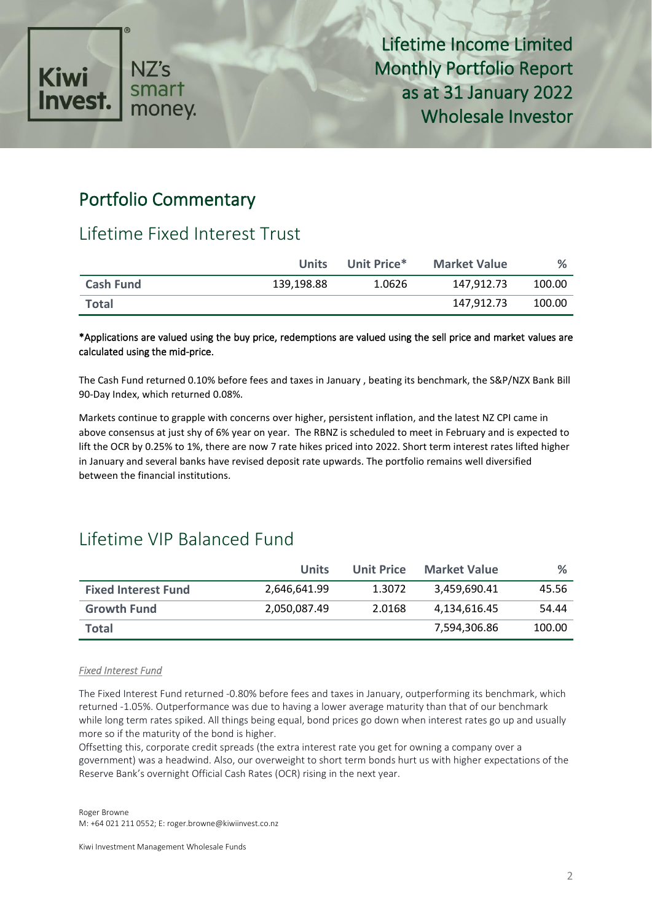# Portfolio Commentary

## Lifetime Fixed Interest Trust

| | Units | Unit Price* | Market Value | % |
|---|---|---|---|---|
| **Cash Fund** | 139,198.88 | 1.0626 | 147,912.73 | 100.00 |
| **Total** | | | 147,912.73 | 100.00 |

*Applications are valued using the buy price, redemptions are valued using the sell price and market values are calculated using the mid-price.

The Cash Fund returned 0.10% before fees and taxes in January , beating its benchmark, the S&P/NZX Bank Bill 90-Day Index, which returned 0.08%.

Markets continue to grapple with concerns over higher, persistent inflation, and the latest NZ CPI came in above consensus at just shy of 6% year on year. The RBNZ is scheduled to meet in February and is expected to lift the OCR by 0.25% to 1%, there are now 7 rate hikes priced into 2022. Short term interest rates lifted higher in January and several banks have revised deposit rate upwards. The portfolio remains well diversified between the financial institutions.

## Lifetime VIP Balanced Fund

| | Units | Unit Price | Market Value | % |
|---|---|---|---|---|
| **Fixed Interest Fund** | 2,646,641.99 | 1.3072 | 3,459,690.41 | 45.56 |
| **Growth Fund** | 2,050,087.49 | 2.0168 | 4,134,616.45 | 54.44 |
| **Total** | | | 7,594,306.86 | 100.00 |

*Fixed Interest Fund*

The Fixed Interest Fund returned -0.80% before fees and taxes in January, outperforming its benchmark, which returned -1.05%. Outperformance was due to having a lower average maturity than that of our benchmark while long term rates spiked. All things being equal, bond prices go down when interest rates go up and usually more so if the maturity of the bond is higher.

Offsetting this, corporate credit spreads (the extra interest rate you get for owning a company over a government) was a headwind. Also, our overweight to short term bonds hurt us with higher expectations of the Reserve Bank's overnight Official Cash Rates (OCR) rising in the next year.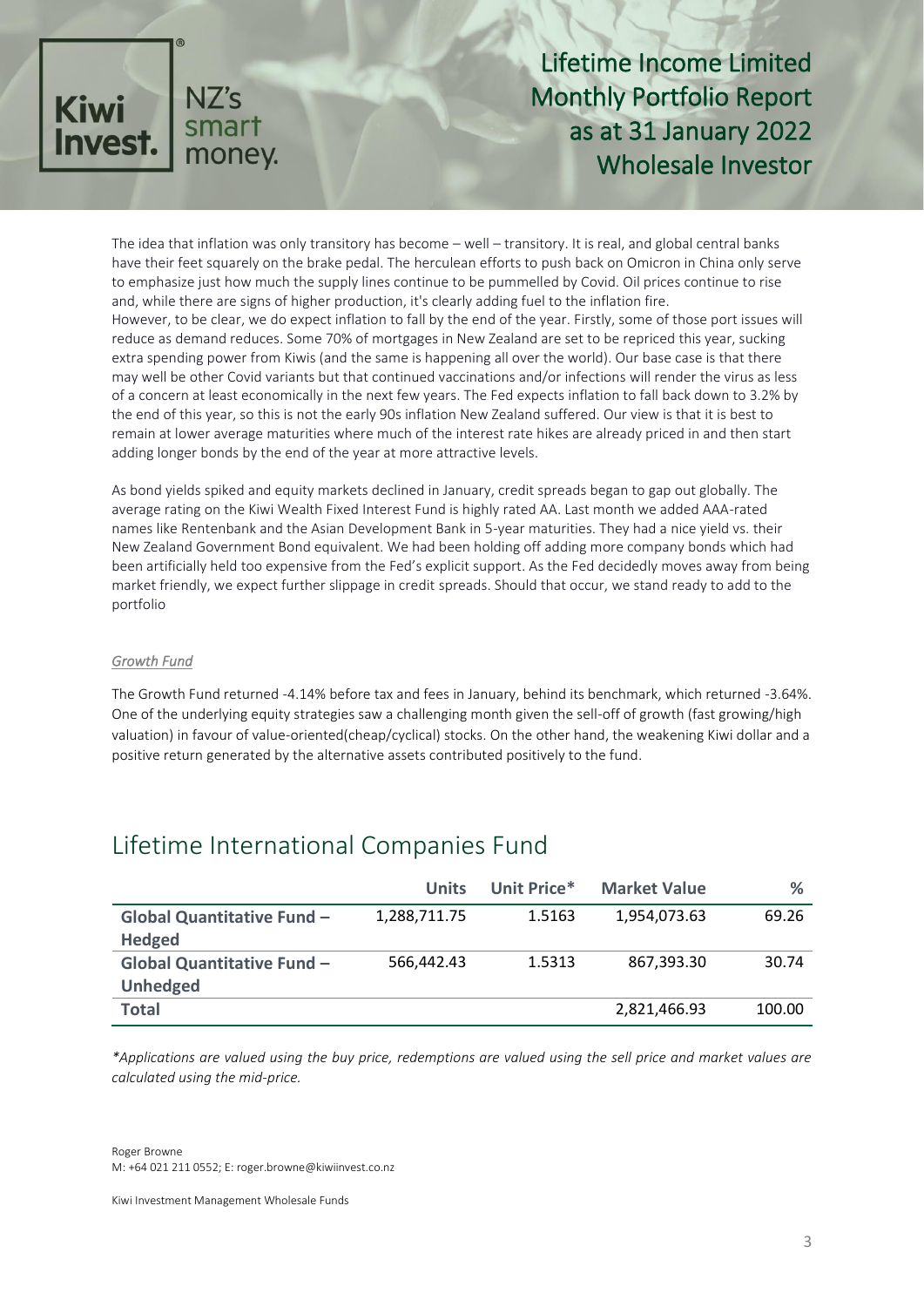The idea that inflation was only transitory has become – well – transitory. It is real, and global central banks have their feet squarely on the brake pedal. The herculean efforts to push back on Omicron in China only serve to emphasize just how much the supply lines continue to be pummelled by Covid. Oil prices continue to rise and, while there are signs of higher production, it's clearly adding fuel to the inflation fire.
However, to be clear, we do expect inflation to fall by the end of the year. Firstly, some of those port issues will reduce as demand reduces. Some 70% of mortgages in New Zealand are set to be repriced this year, sucking extra spending power from Kiwis (and the same is happening all over the world). Our base case is that there may well be other Covid variants but that continued vaccinations and/or infections will render the virus as less of a concern at least economically in the next few years. The Fed expects inflation to fall back down to 3.2% by the end of this year, so this is not the early 90s inflation New Zealand suffered. Our view is that it is best to remain at lower average maturities where much of the interest rate hikes are already priced in and then start adding longer bonds by the end of the year at more attractive levels.

As bond yields spiked and equity markets declined in January, credit spreads began to gap out globally. The average rating on the Kiwi Wealth Fixed Interest Fund is highly rated AA. Last month we added AAA-rated names like Rentenbank and the Asian Development Bank in 5-year maturities. They had a nice yield vs. their New Zealand Government Bond equivalent. We had been holding off adding more company bonds which had been artificially held too expensive from the Fed's explicit support. As the Fed decidedly moves away from being market friendly, we expect further slippage in credit spreads. Should that occur, we stand ready to add to the portfolio

*Growth Fund*

The Growth Fund returned -4.14% before tax and fees in January, behind its benchmark, which returned -3.64%. One of the underlying equity strategies saw a challenging month given the sell-off of growth (fast growing/high valuation) in favour of value-oriented(cheap/cyclical) stocks. On the other hand, the weakening Kiwi dollar and a positive return generated by the alternative assets contributed positively to the fund.

## Lifetime International Companies Fund

| | Units | Unit Price* | Market Value | % |
|---|---|---|---|---|
| **Global Quantitative Fund – Hedged** | 1,288,711.75 | 1.5163 | 1,954,073.63 | 69.26 |
| **Global Quantitative Fund – Unhedged** | 566,442.43 | 1.5313 | 867,393.30 | 30.74 |
| **Total** | | | 2,821,466.93 | 100.00 |

*\*Applications are valued using the buy price, redemptions are valued using the sell price and market values are calculated using the mid-price.*

Roger Browne
M: +64 021 211 0552; E: roger.browne@kiwiinvest.co.nz

Kiwi Investment Management Wholesale Funds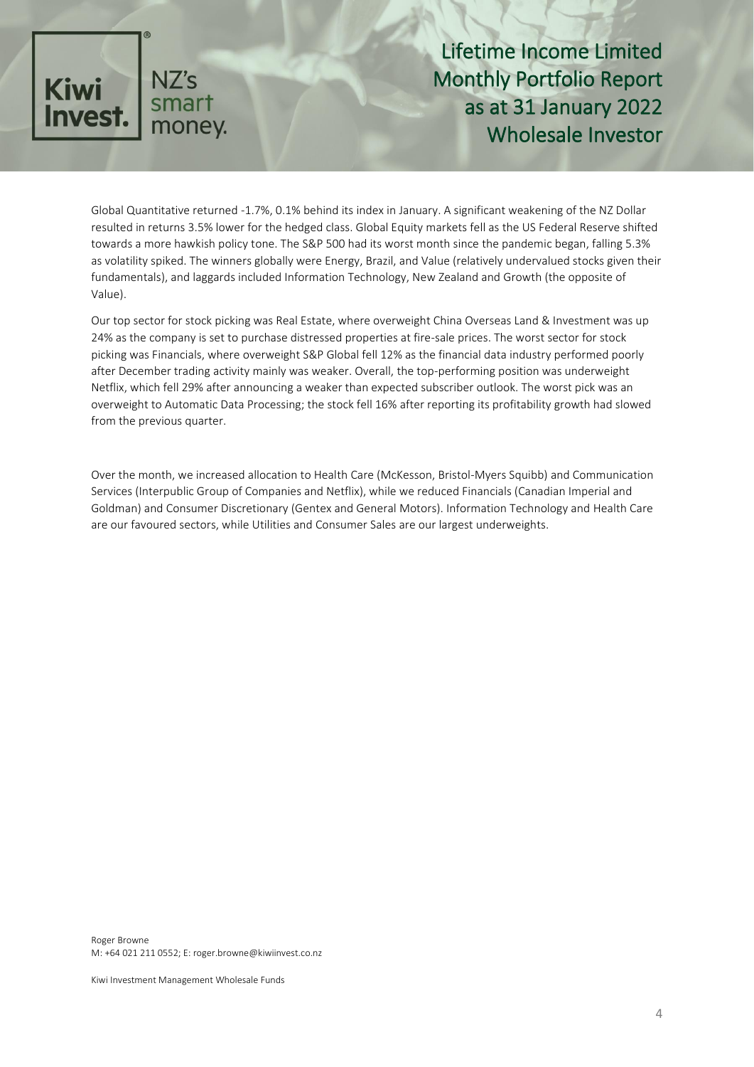Global Quantitative returned -1.7%, 0.1% behind its index in January. A significant weakening of the NZ Dollar resulted in returns 3.5% lower for the hedged class. Global Equity markets fell as the US Federal Reserve shifted towards a more hawkish policy tone. The S&P 500 had its worst month since the pandemic began, falling 5.3% as volatility spiked. The winners globally were Energy, Brazil, and Value (relatively undervalued stocks given their fundamentals), and laggards included Information Technology, New Zealand and Growth (the opposite of Value).

Our top sector for stock picking was Real Estate, where overweight China Overseas Land & Investment was up 24% as the company is set to purchase distressed properties at fire-sale prices. The worst sector for stock picking was Financials, where overweight S&P Global fell 12% as the financial data industry performed poorly after December trading activity mainly was weaker. Overall, the top-performing position was underweight Netflix, which fell 29% after announcing a weaker than expected subscriber outlook. The worst pick was an overweight to Automatic Data Processing; the stock fell 16% after reporting its profitability growth had slowed from the previous quarter.

Over the month, we increased allocation to Health Care (McKesson, Bristol-Myers Squibb) and Communication Services (Interpublic Group of Companies and Netflix), while we reduced Financials (Canadian Imperial and Goldman) and Consumer Discretionary (Gentex and General Motors). Information Technology and Health Care are our favoured sectors, while Utilities and Consumer Sales are our largest underweights.

Roger Browne
M: +64 021 211 0552; E: roger.browne@kiwiinvest.co.nz

Kiwi Investment Management Wholesale Funds